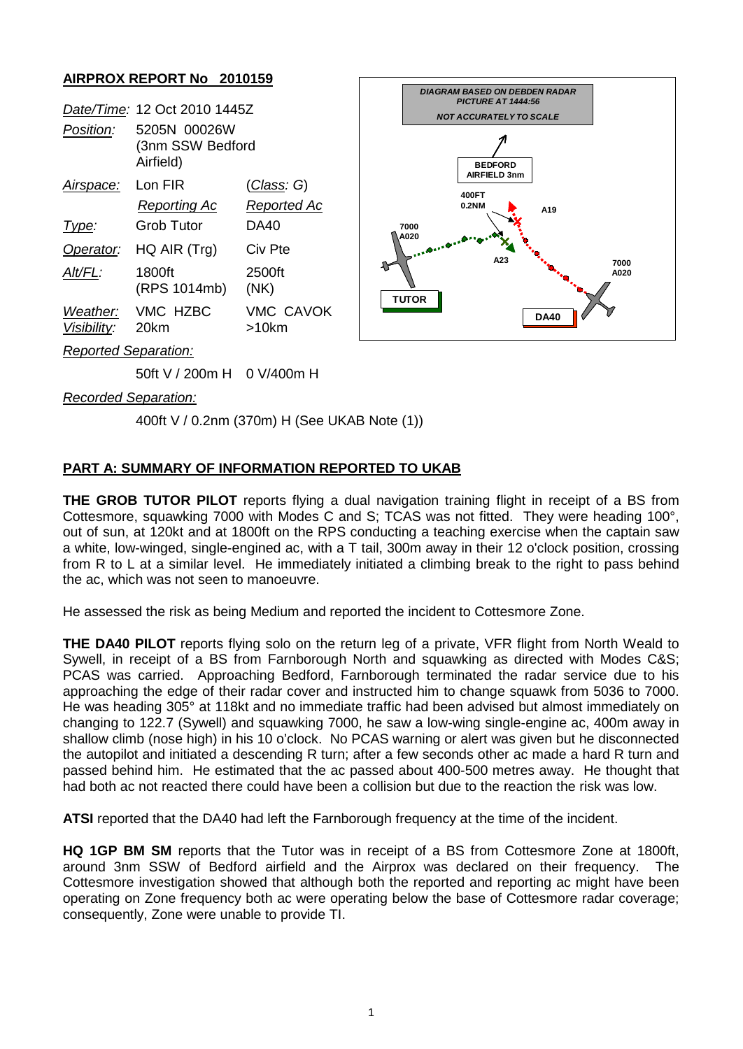## AIRPROX REPORT No 2010159

| | | |
|---|---|---|
| *Date/Time:* | 12 Oct 2010 1445Z | |
| *Position:* | 5205N 00026W (3nm SSW Bedford Airfield) | |
| *Airspace:* | Lon FIR | (*Class: G*) |
| | *Reporting Ac* | *Reported Ac* |
| *Type:* | Grob Tutor | DA40 |
| *Operator:* | HQ AIR (Trg) | Civ Pte |
| *Alt/FL:* | 1800ft (RPS 1014mb) | 2500ft (NK) |
| *Weather:* | VMC HZBC | VMC CAVOK |
| *Visibility:* | 20km | >10km |
| *Reported Separation:* | | |
| | 50ft V / 200m H | 0 V/400m H |
| *Recorded Separation:* | | |
| | 400ft V / 0.2nm (370m) H (See UKAB Note (1)) | |

*DIAGRAM BASED ON DEBDEN RADAR PICTURE AT 1444:56*
*NOT ACCURATELY TO SCALE*

### PART A: SUMMARY OF INFORMATION REPORTED TO UKAB

**THE GROB TUTOR PILOT** reports flying a dual navigation training flight in receipt of a BS from Cottesmore, squawking 7000 with Modes C and S; TCAS was not fitted. They were heading 100°, out of sun, at 120kt and at 1800ft on the RPS conducting a teaching exercise when the captain saw a white, low-winged, single-engined ac, with a T tail, 300m away in their 12 o'clock position, crossing from R to L at a similar level. He immediately initiated a climbing break to the right to pass behind the ac, which was not seen to manoeuvre.

He assessed the risk as being Medium and reported the incident to Cottesmore Zone.

**THE DA40 PILOT** reports flying solo on the return leg of a private, VFR flight from North Weald to Sywell, in receipt of a BS from Farnborough North and squawking as directed with Modes C&S; PCAS was carried. Approaching Bedford, Farnborough terminated the radar service due to his approaching the edge of their radar cover and instructed him to change squawk from 5036 to 7000. He was heading 305° at 118kt and no immediate traffic had been advised but almost immediately on changing to 122.7 (Sywell) and squawking 7000, he saw a low-wing single-engine ac, 400m away in shallow climb (nose high) in his 10 o'clock. No PCAS warning or alert was given but he disconnected the autopilot and initiated a descending R turn; after a few seconds other ac made a hard R turn and passed behind him. He estimated that the ac passed about 400-500 metres away. He thought that had both ac not reacted there could have been a collision but due to the reaction the risk was low.

**ATSI** reported that the DA40 had left the Farnborough frequency at the time of the incident.

**HQ 1GP BM SM** reports that the Tutor was in receipt of a BS from Cottesmore Zone at 1800ft, around 3nm SSW of Bedford airfield and the Airprox was declared on their frequency. The Cottesmore investigation showed that although both the reported and reporting ac might have been operating on Zone frequency both ac were operating below the base of Cottesmore radar coverage; consequently, Zone were unable to provide TI.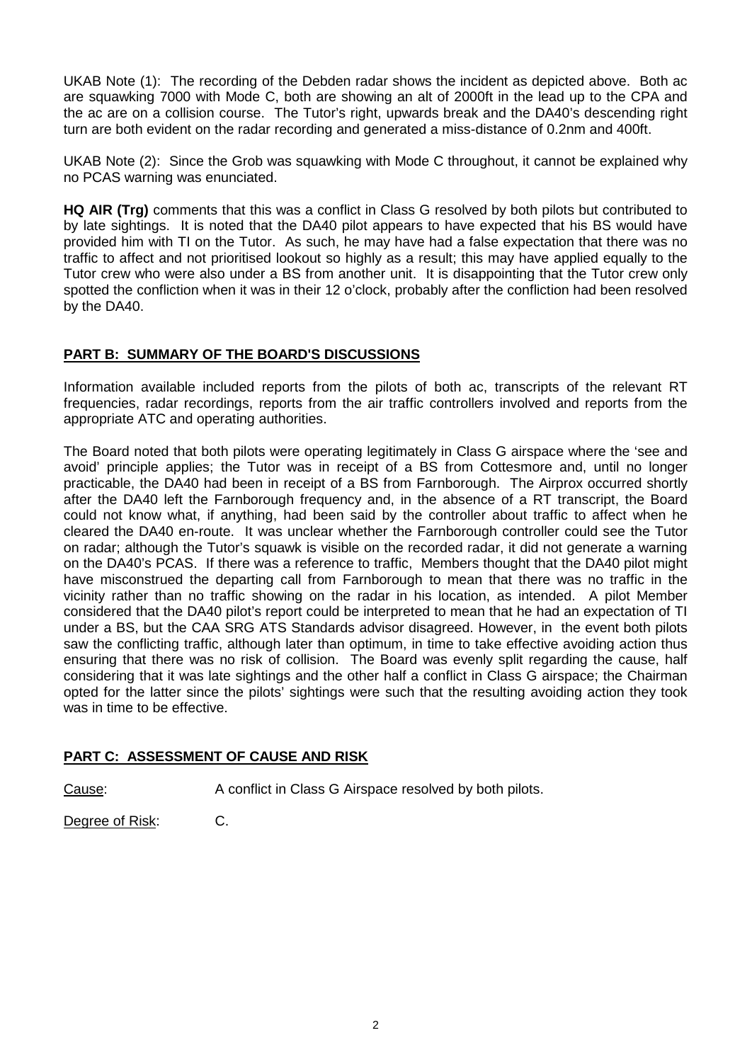UKAB Note (1): The recording of the Debden radar shows the incident as depicted above. Both ac are squawking 7000 with Mode C, both are showing an alt of 2000ft in the lead up to the CPA and the ac are on a collision course. The Tutor's right, upwards break and the DA40's descending right turn are both evident on the radar recording and generated a miss-distance of 0.2nm and 400ft.

UKAB Note (2): Since the Grob was squawking with Mode C throughout, it cannot be explained why no PCAS warning was enunciated.

**HQ AIR (Trg)** comments that this was a conflict in Class G resolved by both pilots but contributed to by late sightings. It is noted that the DA40 pilot appears to have expected that his BS would have provided him with TI on the Tutor. As such, he may have had a false expectation that there was no traffic to affect and not prioritised lookout so highly as a result; this may have applied equally to the Tutor crew who were also under a BS from another unit. It is disappointing that the Tutor crew only spotted the confliction when it was in their 12 o'clock, probably after the confliction had been resolved by the DA40.

## PART B: SUMMARY OF THE BOARD'S DISCUSSIONS

Information available included reports from the pilots of both ac, transcripts of the relevant RT frequencies, radar recordings, reports from the air traffic controllers involved and reports from the appropriate ATC and operating authorities.

The Board noted that both pilots were operating legitimately in Class G airspace where the 'see and avoid' principle applies; the Tutor was in receipt of a BS from Cottesmore and, until no longer practicable, the DA40 had been in receipt of a BS from Farnborough. The Airprox occurred shortly after the DA40 left the Farnborough frequency and, in the absence of a RT transcript, the Board could not know what, if anything, had been said by the controller about traffic to affect when he cleared the DA40 en-route. It was unclear whether the Farnborough controller could see the Tutor on radar; although the Tutor's squawk is visible on the recorded radar, it did not generate a warning on the DA40's PCAS. If there was a reference to traffic, Members thought that the DA40 pilot might have misconstrued the departing call from Farnborough to mean that there was no traffic in the vicinity rather than no traffic showing on the radar in his location, as intended. A pilot Member considered that the DA40 pilot's report could be interpreted to mean that he had an expectation of TI under a BS, but the CAA SRG ATS Standards advisor disagreed. However, in the event both pilots saw the conflicting traffic, although later than optimum, in time to take effective avoiding action thus ensuring that there was no risk of collision. The Board was evenly split regarding the cause, half considering that it was late sightings and the other half a conflict in Class G airspace; the Chairman opted for the latter since the pilots' sightings were such that the resulting avoiding action they took was in time to be effective.

## PART C: ASSESSMENT OF CAUSE AND RISK

Cause: A conflict in Class G Airspace resolved by both pilots.

Degree of Risk: C.